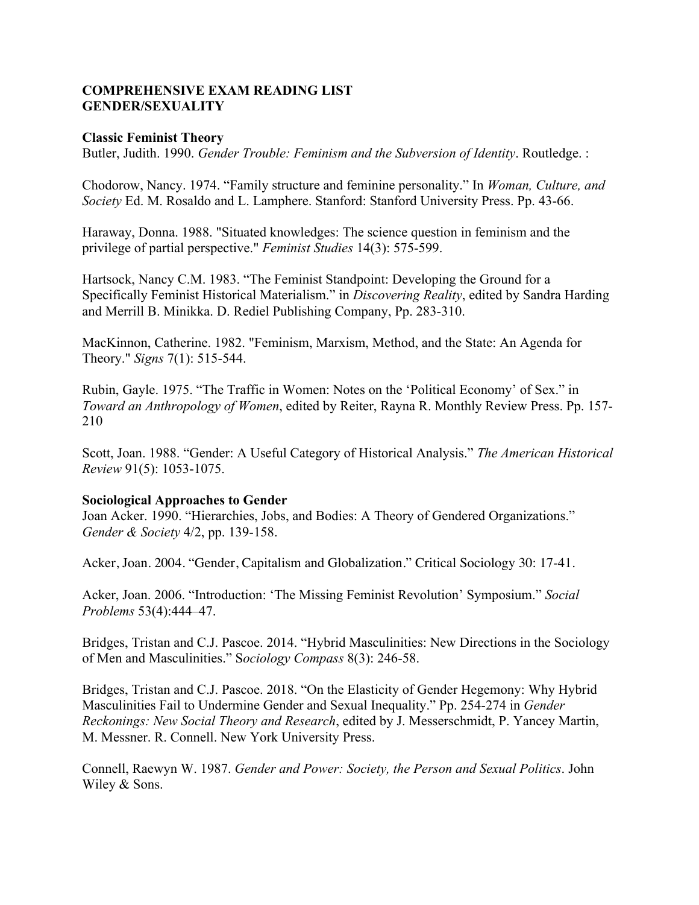**COMPREHENSIVE EXAM READING LIST**
**GENDER/SEXUALITY**

**Classic Feminist Theory**

Butler, Judith. 1990. *Gender Trouble: Feminism and the Subversion of Identity*. Routledge. :

Chodorow, Nancy. 1974. "Family structure and feminine personality." In *Woman, Culture, and Society* Ed. M. Rosaldo and L. Lamphere. Stanford: Stanford University Press. Pp. 43-66.

Haraway, Donna. 1988. "Situated knowledges: The science question in feminism and the privilege of partial perspective." *Feminist Studies* 14(3): 575-599.

Hartsock, Nancy C.M. 1983. "The Feminist Standpoint: Developing the Ground for a Specifically Feminist Historical Materialism." in *Discovering Reality*, edited by Sandra Harding and Merrill B. Minikka. D. Rediel Publishing Company, Pp. 283-310.

MacKinnon, Catherine. 1982. "Feminism, Marxism, Method, and the State: An Agenda for Theory." *Signs* 7(1): 515-544.

Rubin, Gayle. 1975. "The Traffic in Women: Notes on the 'Political Economy' of Sex." in *Toward an Anthropology of Women*, edited by Reiter, Rayna R. Monthly Review Press. Pp. 157-210

Scott, Joan. 1988. "Gender: A Useful Category of Historical Analysis." *The American Historical Review* 91(5): 1053-1075.

**Sociological Approaches to Gender**

Joan Acker. 1990. "Hierarchies, Jobs, and Bodies: A Theory of Gendered Organizations." *Gender & Society* 4/2, pp. 139-158.

Acker, Joan. 2004. "Gender, Capitalism and Globalization." Critical Sociology 30: 17-41.

Acker, Joan. 2006. "Introduction: 'The Missing Feminist Revolution' Symposium." *Social Problems* 53(4):444–47.

Bridges, Tristan and C.J. Pascoe. 2014. "Hybrid Masculinities: New Directions in the Sociology of Men and Masculinities." S*ociology Compass* 8(3): 246-58.

Bridges, Tristan and C.J. Pascoe. 2018. "On the Elasticity of Gender Hegemony: Why Hybrid Masculinities Fail to Undermine Gender and Sexual Inequality." Pp. 254-274 in *Gender Reckonings: New Social Theory and Research*, edited by J. Messerschmidt, P. Yancey Martin, M. Messner. R. Connell. New York University Press.

Connell, Raewyn W. 1987. *Gender and Power: Society, the Person and Sexual Politics*. John Wiley & Sons.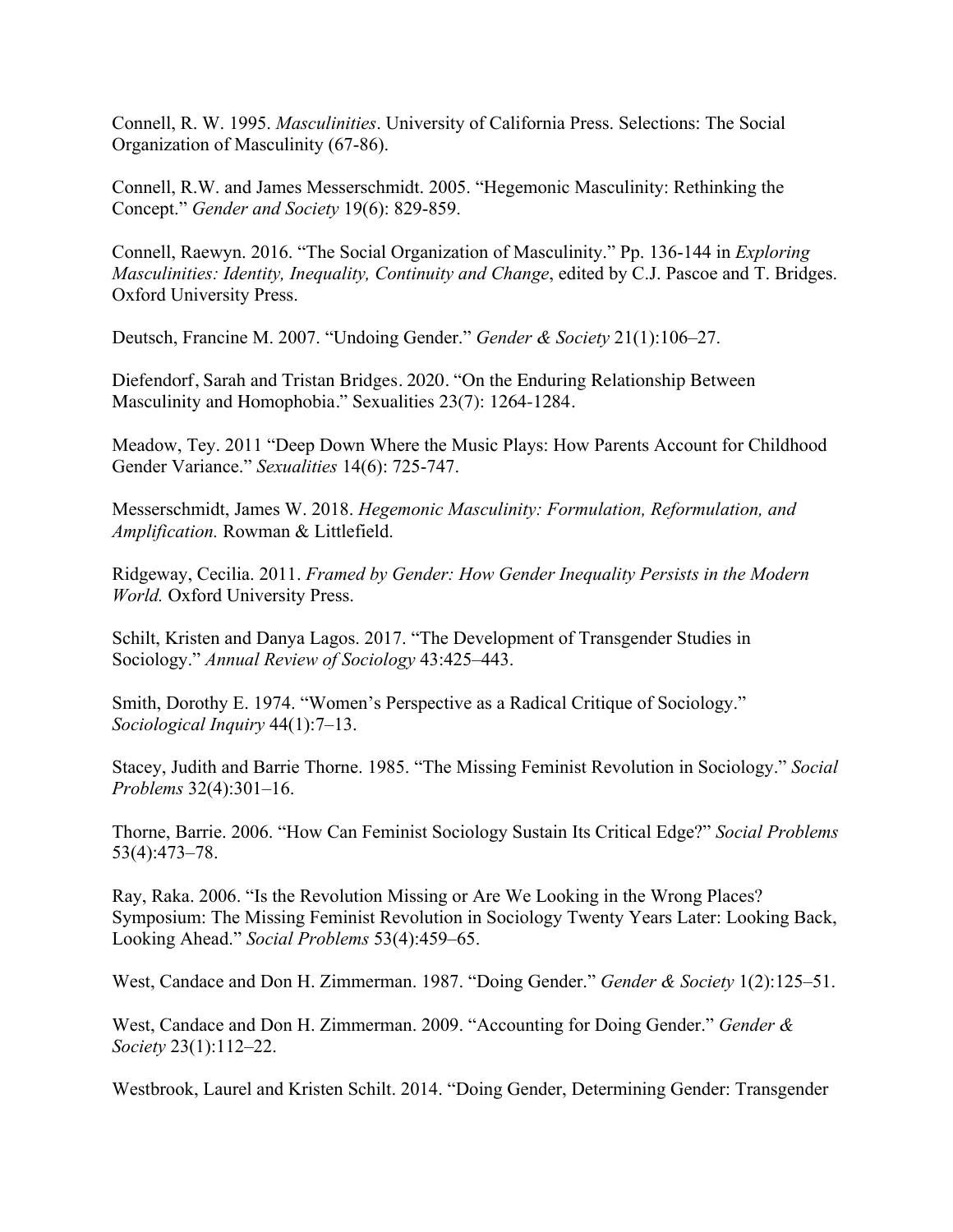Connell, R. W. 1995. *Masculinities*. University of California Press. Selections: The Social Organization of Masculinity (67-86).

Connell, R.W. and James Messerschmidt. 2005. "Hegemonic Masculinity: Rethinking the Concept." *Gender and Society* 19(6): 829-859.

Connell, Raewyn. 2016. "The Social Organization of Masculinity." Pp. 136-144 in *Exploring Masculinities: Identity, Inequality, Continuity and Change*, edited by C.J. Pascoe and T. Bridges. Oxford University Press.

Deutsch, Francine M. 2007. "Undoing Gender." *Gender & Society* 21(1):106–27.

Diefendorf, Sarah and Tristan Bridges. 2020. "On the Enduring Relationship Between Masculinity and Homophobia." Sexualities 23(7): 1264-1284.

Meadow, Tey. 2011 "Deep Down Where the Music Plays: How Parents Account for Childhood Gender Variance." *Sexualities* 14(6): 725-747.

Messerschmidt, James W. 2018. *Hegemonic Masculinity: Formulation, Reformulation, and Amplification.* Rowman & Littlefield.

Ridgeway, Cecilia. 2011. *Framed by Gender: How Gender Inequality Persists in the Modern World.* Oxford University Press.

Schilt, Kristen and Danya Lagos. 2017. "The Development of Transgender Studies in Sociology." *Annual Review of Sociology* 43:425–443.

Smith, Dorothy E. 1974. "Women's Perspective as a Radical Critique of Sociology." *Sociological Inquiry* 44(1):7–13.

Stacey, Judith and Barrie Thorne. 1985. "The Missing Feminist Revolution in Sociology." *Social Problems* 32(4):301–16.

Thorne, Barrie. 2006. "How Can Feminist Sociology Sustain Its Critical Edge?" *Social Problems* 53(4):473–78.

Ray, Raka. 2006. "Is the Revolution Missing or Are We Looking in the Wrong Places? Symposium: The Missing Feminist Revolution in Sociology Twenty Years Later: Looking Back, Looking Ahead." *Social Problems* 53(4):459–65.

West, Candace and Don H. Zimmerman. 1987. "Doing Gender." *Gender & Society* 1(2):125–51.

West, Candace and Don H. Zimmerman. 2009. "Accounting for Doing Gender." *Gender & Society* 23(1):112–22.

Westbrook, Laurel and Kristen Schilt. 2014. "Doing Gender, Determining Gender: Transgender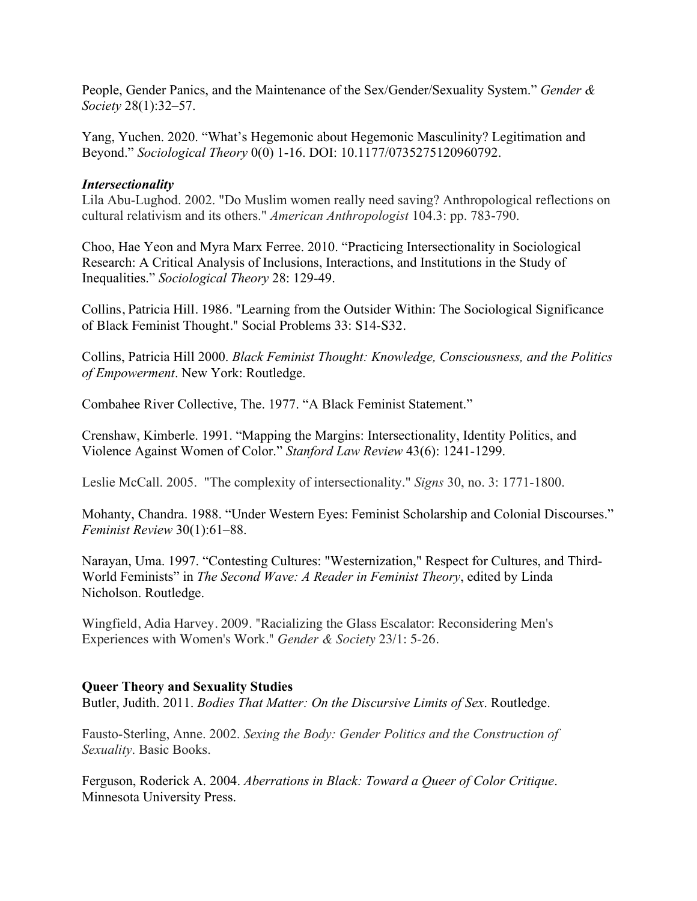People, Gender Panics, and the Maintenance of the Sex/Gender/Sexuality System." *Gender & Society* 28(1):32–57.

Yang, Yuchen. 2020. "What's Hegemonic about Hegemonic Masculinity? Legitimation and Beyond." *Sociological Theory* 0(0) 1-16. DOI: 10.1177/0735275120960792.

***Intersectionality***

Lila Abu-Lughod. 2002. "Do Muslim women really need saving? Anthropological reflections on cultural relativism and its others." *American Anthropologist* 104.3: pp. 783-790.

Choo, Hae Yeon and Myra Marx Ferree. 2010. "Practicing Intersectionality in Sociological Research: A Critical Analysis of Inclusions, Interactions, and Institutions in the Study of Inequalities." *Sociological Theory* 28: 129-49.

Collins, Patricia Hill. 1986. "Learning from the Outsider Within: The Sociological Significance of Black Feminist Thought." Social Problems 33: S14-S32.

Collins, Patricia Hill 2000. *Black Feminist Thought: Knowledge, Consciousness, and the Politics of Empowerment*. New York: Routledge.

Combahee River Collective, The. 1977. "A Black Feminist Statement."

Crenshaw, Kimberle. 1991. "Mapping the Margins: Intersectionality, Identity Politics, and Violence Against Women of Color." *Stanford Law Review* 43(6): 1241-1299.

Leslie McCall. 2005. "The complexity of intersectionality." *Signs* 30, no. 3: 1771-1800.

Mohanty, Chandra. 1988. "Under Western Eyes: Feminist Scholarship and Colonial Discourses." *Feminist Review* 30(1):61–88.

Narayan, Uma. 1997. "Contesting Cultures: "Westernization," Respect for Cultures, and Third-World Feminists" in *The Second Wave: A Reader in Feminist Theory*, edited by Linda Nicholson. Routledge.

Wingfield, Adia Harvey. 2009. "Racializing the Glass Escalator: Reconsidering Men's Experiences with Women's Work." *Gender & Society* 23/1: 5-26.

**Queer Theory and Sexuality Studies**

Butler, Judith. 2011. *Bodies That Matter: On the Discursive Limits of Sex*. Routledge.

Fausto-Sterling, Anne. 2002. *Sexing the Body: Gender Politics and the Construction of Sexuality*. Basic Books.

Ferguson, Roderick A. 2004. *Aberrations in Black: Toward a Queer of Color Critique*. Minnesota University Press.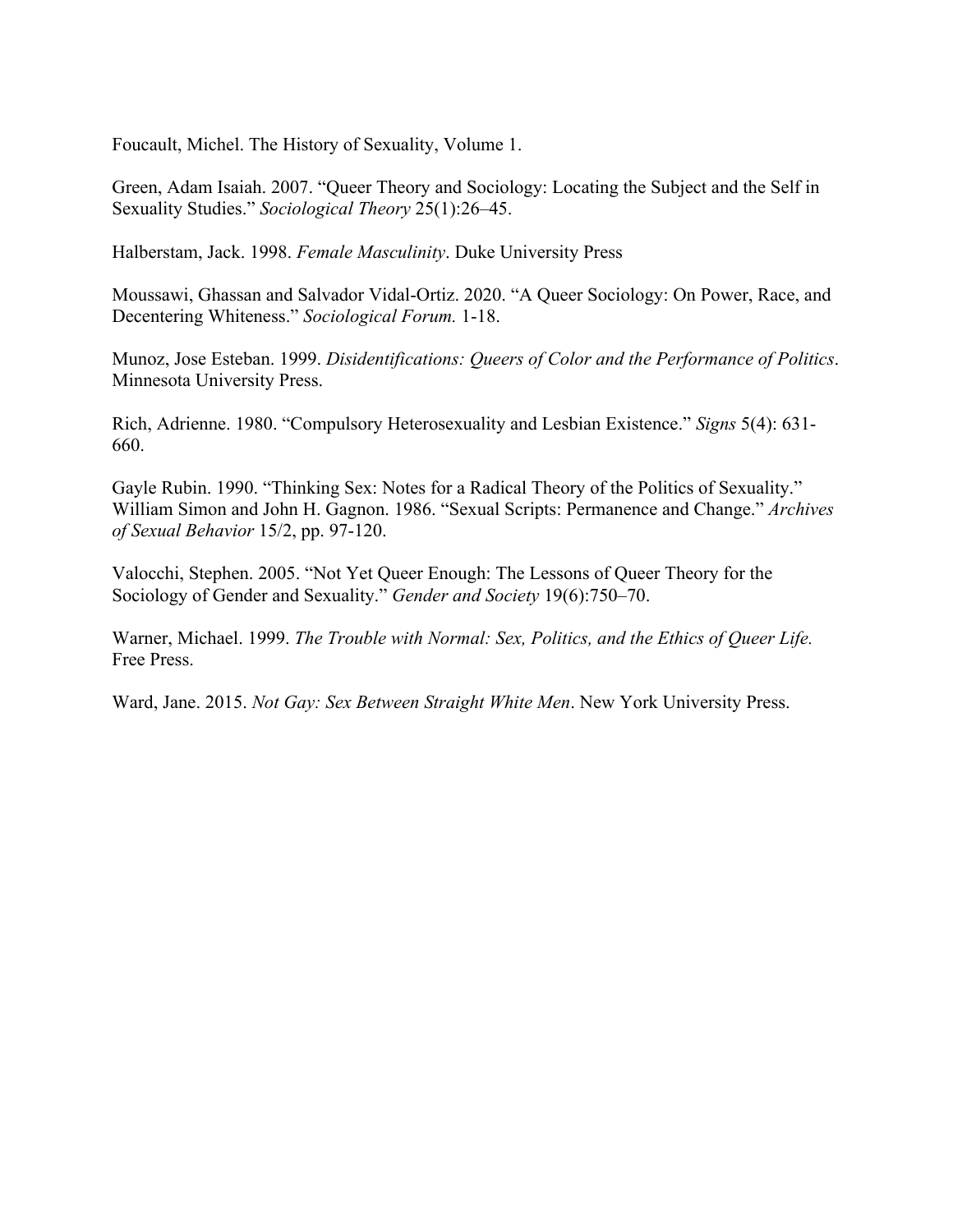Foucault, Michel. The History of Sexuality, Volume 1.

Green, Adam Isaiah. 2007. "Queer Theory and Sociology: Locating the Subject and the Self in Sexuality Studies." *Sociological Theory* 25(1):26–45.

Halberstam, Jack. 1998. *Female Masculinity*. Duke University Press

Moussawi, Ghassan and Salvador Vidal-Ortiz. 2020. "A Queer Sociology: On Power, Race, and Decentering Whiteness." *Sociological Forum.* 1-18.

Munoz, Jose Esteban. 1999. *Disidentifications: Queers of Color and the Performance of Politics*. Minnesota University Press.

Rich, Adrienne. 1980. "Compulsory Heterosexuality and Lesbian Existence." *Signs* 5(4): 631-660.

Gayle Rubin. 1990. "Thinking Sex: Notes for a Radical Theory of the Politics of Sexuality."
William Simon and John H. Gagnon. 1986. "Sexual Scripts: Permanence and Change." *Archives of Sexual Behavior* 15/2, pp. 97-120.

Valocchi, Stephen. 2005. "Not Yet Queer Enough: The Lessons of Queer Theory for the Sociology of Gender and Sexuality." *Gender and Society* 19(6):750–70.

Warner, Michael. 1999. *The Trouble with Normal: Sex, Politics, and the Ethics of Queer Life.* Free Press.

Ward, Jane. 2015. *Not Gay: Sex Between Straight White Men*. New York University Press.